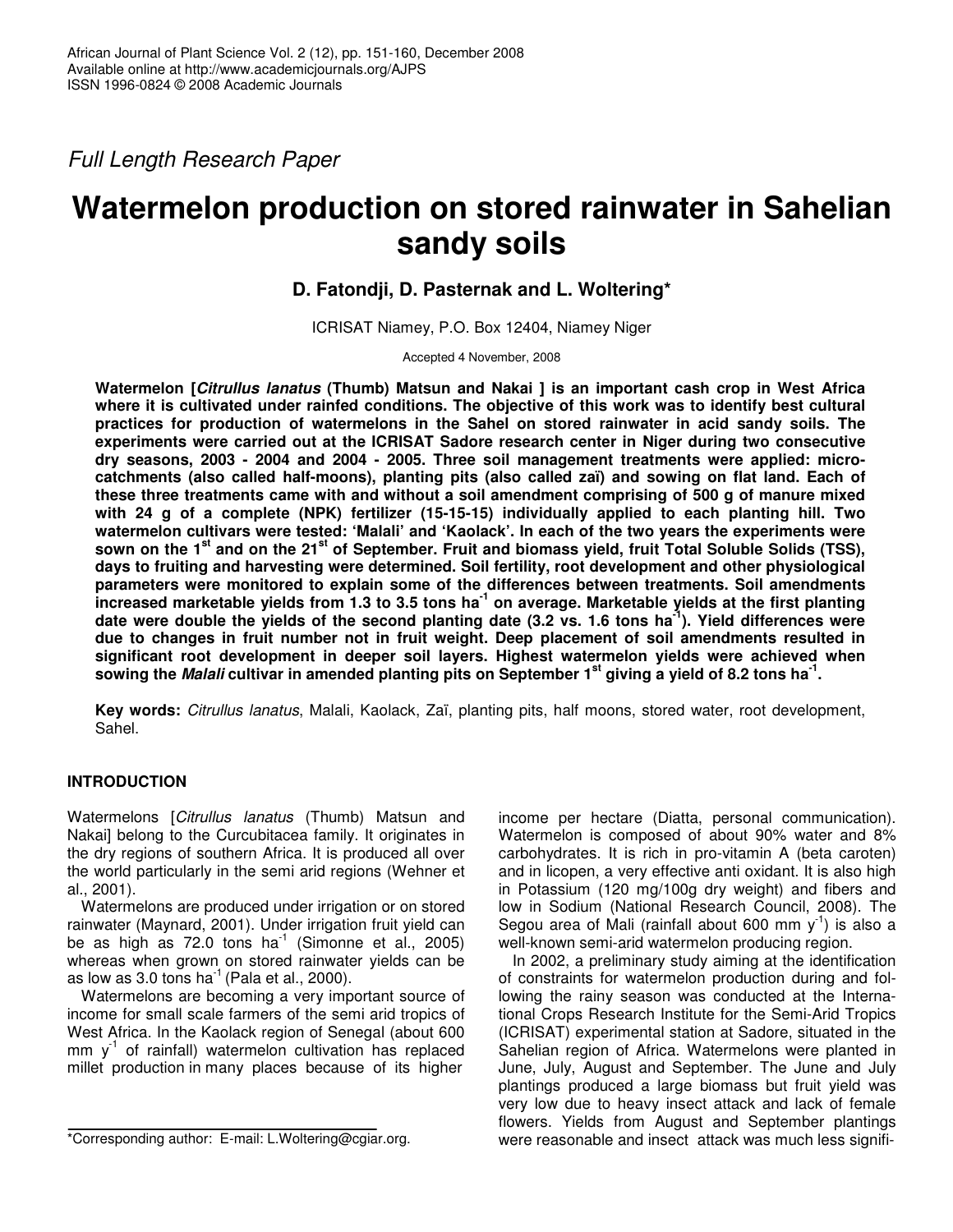*Full Length Research Paper*

# Watermelon production on stored rainwater in Sahelian sandy soils

**D. Fatondji, D. Pasternak and L. Woltering***

ICRISAT Niamey, P.O. Box 12404, Niamey Niger

Accepted 4 November, 2008

**Watermelon [*Citrullus lanatus* (Thumb) Matsun and Nakai ] is an important cash crop in West Africa where it is cultivated under rainfed conditions. The objective of this work was to identify best cultural practices for production of watermelons in the Sahel on stored rainwater in acid sandy soils. The experiments were carried out at the ICRISAT Sadore research center in Niger during two consecutive dry seasons, 2003 - 2004 and 2004 - 2005. Three soil management treatments were applied: micro-catchments (also called half-moons), planting pits (also called zaï) and sowing on flat land. Each of these three treatments came with and without a soil amendment comprising of 500 g of manure mixed with 24 g of a complete (NPK) fertilizer (15-15-15) individually applied to each planting hill. Two watermelon cultivars were tested: 'Malali' and 'Kaolack'. In each of the two years the experiments were sown on the 1$^{st}$ and on the 21$^{st}$ of September. Fruit and biomass yield, fruit Total Soluble Solids (TSS), days to fruiting and harvesting were determined. Soil fertility, root development and other physiological parameters were monitored to explain some of the differences between treatments. Soil amendments increased marketable yields from 1.3 to 3.5 tons ha$^{-1}$ on average. Marketable yields at the first planting date were double the yields of the second planting date (3.2 vs. 1.6 tons ha$^{-1}$). Yield differences were due to changes in fruit number not in fruit weight. Deep placement of soil amendments resulted in significant root development in deeper soil layers. Highest watermelon yields were achieved when sowing the *Malali* cultivar in amended planting pits on September 1$^{st}$ giving a yield of 8.2 tons ha$^{-1}$.**

**Key words:** *Citrullus lanatus*, Malali, Kaolack, Zaï, planting pits, half moons, stored water, root development, Sahel.

## INTRODUCTION

Watermelons [*Citrullus lanatus* (Thumb) Matsun and Nakai] belong to the Curcubitacea family. It originates in the dry regions of southern Africa. It is produced all over the world particularly in the semi arid regions (Wehner et al., 2001).

Watermelons are produced under irrigation or on stored rainwater (Maynard, 2001). Under irrigation fruit yield can be as high as 72.0 tons ha$^{-1}$ (Simonne et al., 2005) whereas when grown on stored rainwater yields can be as low as 3.0 tons ha$^{-1}$ (Pala et al., 2000).

Watermelons are becoming a very important source of income for small scale farmers of the semi arid tropics of West Africa. In the Kaolack region of Senegal (about 600 mm y$^{-1}$ of rainfall) watermelon cultivation has replaced millet production in many places because of its higher income per hectare (Diatta, personal communication). Watermelon is composed of about 90% water and 8% carbohydrates. It is rich in pro-vitamin A (beta caroten) and in licopen, a very effective anti oxidant. It is also high in Potassium (120 mg/100g dry weight) and fibers and low in Sodium (National Research Council, 2008). The Segou area of Mali (rainfall about 600 mm y$^{-1}$) is also a well-known semi-arid watermelon producing region.

In 2002, a preliminary study aiming at the identification of constraints for watermelon production during and following the rainy season was conducted at the International Crops Research Institute for the Semi-Arid Tropics (ICRISAT) experimental station at Sadore, situated in the Sahelian region of Africa. Watermelons were planted in June, July, August and September. The June and July plantings produced a large biomass but fruit yield was very low due to heavy insect attack and lack of female flowers. Yields from August and September plantings were reasonable and insect attack was much less signifi-

*Corresponding author: E-mail: L.Woltering@cgiar.org.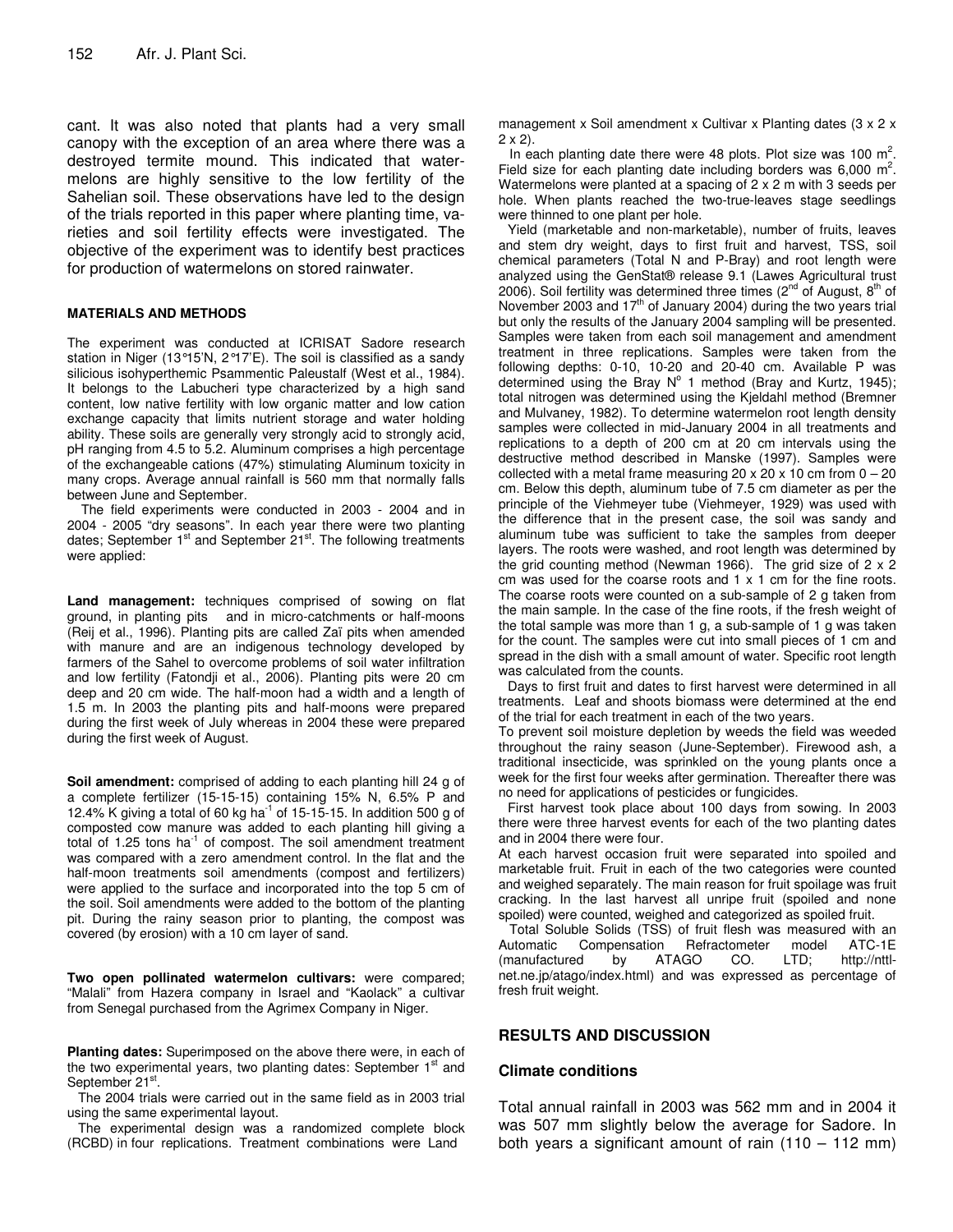cant. It was also noted that plants had a very small canopy with the exception of an area where there was a destroyed termite mound. This indicated that watermelons are highly sensitive to the low fertility of the Sahelian soil. These observations have led to the design of the trials reported in this paper where planting time, varieties and soil fertility effects were investigated. The objective of the experiment was to identify best practices for production of watermelons on stored rainwater.

## MATERIALS AND METHODS

The experiment was conducted at ICRISAT Sadore research station in Niger (13°15'N, 2°17'E). The soil is classified as a sandy silicious isohyperthemic Psammentic Paleustalf (West et al., 1984). It belongs to the Labucheri type characterized by a high sand content, low native fertility with low organic matter and low cation exchange capacity that limits nutrient storage and water holding ability. These soils are generally very strongly acid to strongly acid, pH ranging from 4.5 to 5.2. Aluminum comprises a high percentage of the exchangeable cations (47%) stimulating Aluminum toxicity in many crops. Average annual rainfall is 560 mm that normally falls between June and September.

The field experiments were conducted in 2003 - 2004 and in 2004 - 2005 "dry seasons". In each year there were two planting dates; September 1st and September 21st. The following treatments were applied:

**Land management:** techniques comprised of sowing on flat ground, in planting pits and in micro-catchments or half-moons (Reij et al., 1996). Planting pits are called Zaï pits when amended with manure and are an indigenous technology developed by farmers of the Sahel to overcome problems of soil water infiltration and low fertility (Fatondji et al., 2006). Planting pits were 20 cm deep and 20 cm wide. The half-moon had a width and a length of 1.5 m. In 2003 the planting pits and half-moons were prepared during the first week of July whereas in 2004 these were prepared during the first week of August.

**Soil amendment:** comprised of adding to each planting hill 24 g of a complete fertilizer (15-15-15) containing 15% N, 6.5% P and 12.4% K giving a total of 60 kg ha$^{-1}$ of 15-15-15. In addition 500 g of composted cow manure was added to each planting hill giving a total of 1.25 tons ha$^{-1}$ of compost. The soil amendment treatment was compared with a zero amendment control. In the flat and the half-moon treatments soil amendments (compost and fertilizers) were applied to the surface and incorporated into the top 5 cm of the soil. Soil amendments were added to the bottom of the planting pit. During the rainy season prior to planting, the compost was covered (by erosion) with a 10 cm layer of sand.

**Two open pollinated watermelon cultivars:** were compared; "Malali" from Hazera company in Israel and "Kaolack" a cultivar from Senegal purchased from the Agrimex Company in Niger.

**Planting dates:** Superimposed on the above there were, in each of the two experimental years, two planting dates: September 1st and September 21st.

The 2004 trials were carried out in the same field as in 2003 trial using the same experimental layout.

The experimental design was a randomized complete block (RCBD) in four replications. Treatment combinations were Land management x Soil amendment x Cultivar x Planting dates (3 x 2 x 2 x 2).

In each planting date there were 48 plots. Plot size was 100 m$^2$. Field size for each planting date including borders was 6,000 m$^2$. Watermelons were planted at a spacing of 2 x 2 m with 3 seeds per hole. When plants reached the two-true-leaves stage seedlings were thinned to one plant per hole.

Yield (marketable and non-marketable), number of fruits, leaves and stem dry weight, days to first fruit and harvest, TSS, soil chemical parameters (Total N and P-Bray) and root length were analyzed using the GenStat® release 9.1 (Lawes Agricultural trust 2006). Soil fertility was determined three times (2nd of August, 8th of November 2003 and 17th of January 2004) during the two years trial but only the results of the January 2004 sampling will be presented. Samples were taken from each soil management and amendment treatment in three replications. Samples were taken from the following depths: 0-10, 10-20 and 20-40 cm. Available P was determined using the Bray N° 1 method (Bray and Kurtz, 1945); total nitrogen was determined using the Kjeldahl method (Bremner and Mulvaney, 1982). To determine watermelon root length density samples were collected in mid-January 2004 in all treatments and replications to a depth of 200 cm at 20 cm intervals using the destructive method described in Manske (1997). Samples were collected with a metal frame measuring 20 x 20 x 10 cm from 0 – 20 cm. Below this depth, aluminum tube of 7.5 cm diameter as per the principle of the Viehmeyer tube (Viehmeyer, 1929) was used with the difference that in the present case, the soil was sandy and aluminum tube was sufficient to take the samples from deeper layers. The roots were washed, and root length was determined by the grid counting method (Newman 1966). The grid size of 2 x 2 cm was used for the coarse roots and 1 x 1 cm for the fine roots. The coarse roots were counted on a sub-sample of 2 g taken from the main sample. In the case of the fine roots, if the fresh weight of the total sample was more than 1 g, a sub-sample of 1 g was taken for the count. The samples were cut into small pieces of 1 cm and spread in the dish with a small amount of water. Specific root length was calculated from the counts.

Days to first fruit and dates to first harvest were determined in all treatments. Leaf and shoots biomass were determined at the end of the trial for each treatment in each of the two years.

To prevent soil moisture depletion by weeds the field was weeded throughout the rainy season (June-September). Firewood ash, a traditional insecticide, was sprinkled on the young plants once a week for the first four weeks after germination. Thereafter there was no need for applications of pesticides or fungicides.

First harvest took place about 100 days from sowing. In 2003 there were three harvest events for each of the two planting dates and in 2004 there were four.

At each harvest occasion fruit were separated into spoiled and marketable fruit. Fruit in each of the two categories were counted and weighed separately. The main reason for fruit spoilage was fruit cracking. In the last harvest all unripe fruit (spoiled and none spoiled) were counted, weighed and categorized as spoiled fruit.

Total Soluble Solids (TSS) of fruit flesh was measured with an Automatic Compensation Refractometer model ATC-1E (manufactured by ATAGO CO. LTD; http://nttl-net.ne.jp/atago/index.html) and was expressed as percentage of fresh fruit weight.

## RESULTS AND DISCUSSION

### Climate conditions

Total annual rainfall in 2003 was 562 mm and in 2004 it was 507 mm slightly below the average for Sadore. In both years a significant amount of rain (110 – 112 mm)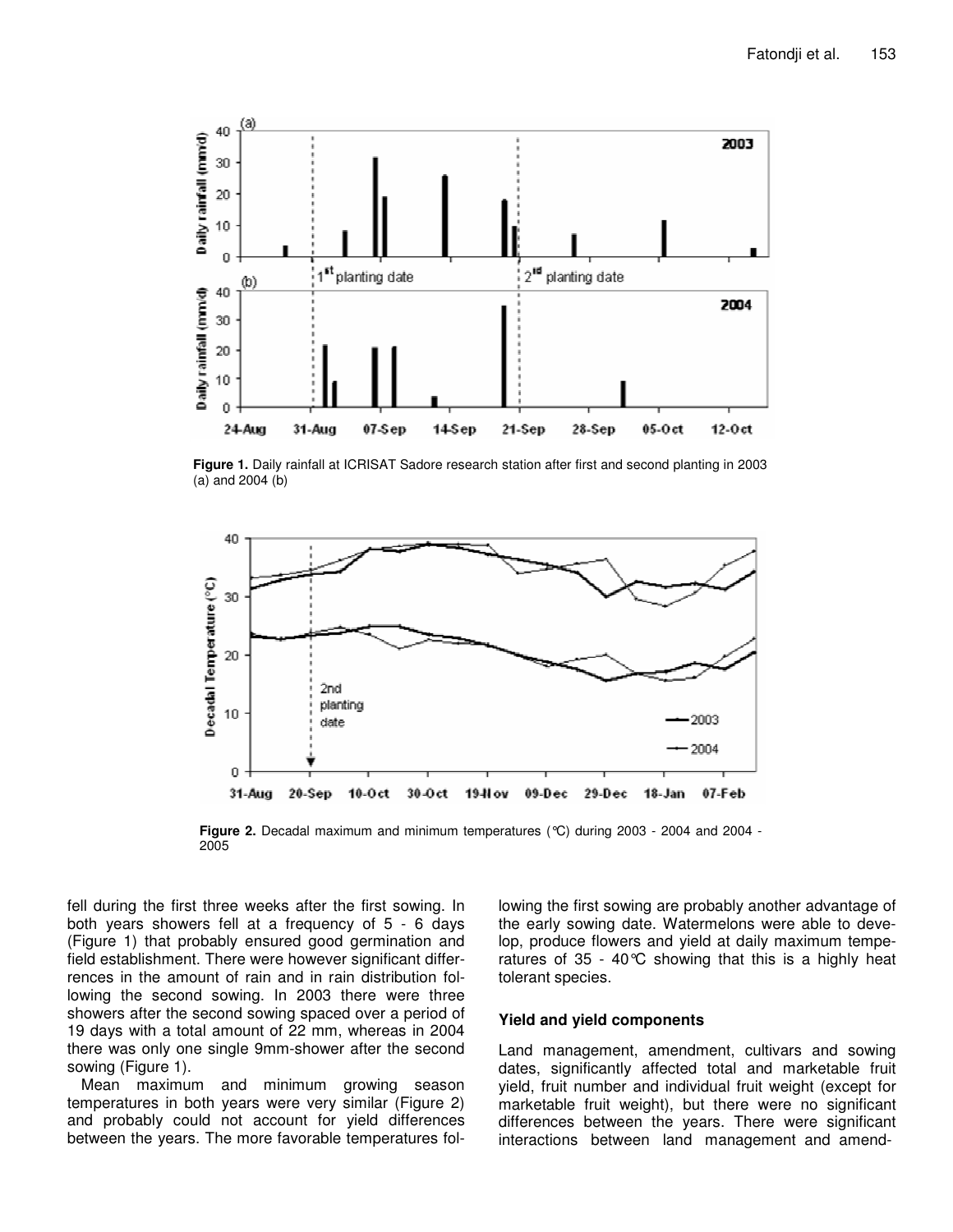**Figure 1.** Daily rainfall at ICRISAT Sadore research station after first and second planting in 2003 (a) and 2004 (b)

**Figure 2.** Decadal maximum and minimum temperatures (°C) during 2003 - 2004 and 2004 - 2005

fell during the first three weeks after the first sowing. In both years showers fell at a frequency of 5 - 6 days (Figure 1) that probably ensured good germination and field establishment. There were however significant differences in the amount of rain and in rain distribution following the second sowing. In 2003 there were three showers after the second sowing spaced over a period of 19 days with a total amount of 22 mm, whereas in 2004 there was only one single 9mm-shower after the second sowing (Figure 1).

Mean maximum and minimum growing season temperatures in both years were very similar (Figure 2) and probably could not account for yield differences between the years. The more favorable temperatures following the first sowing are probably another advantage of the early sowing date. Watermelons were able to develop, produce flowers and yield at daily maximum temperatures of 35 - 40°C showing that this is a highly heat tolerant species.

### Yield and yield components

Land management, amendment, cultivars and sowing dates, significantly affected total and marketable fruit yield, fruit number and individual fruit weight (except for marketable fruit weight), but there were no significant differences between the years. There were significant interactions between land management and amend-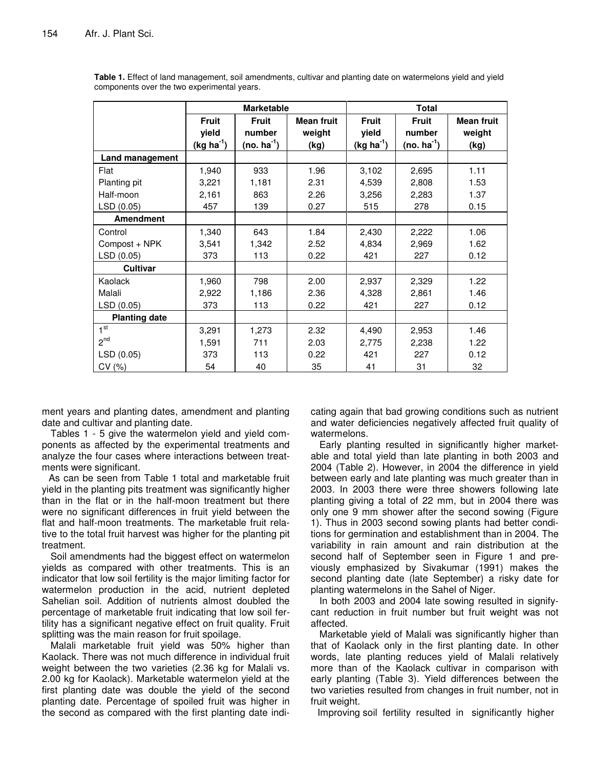**Table 1.** Effect of land management, soil amendments, cultivar and planting date on watermelons yield and yield components over the two experimental years.

| | Marketable | | | Total | | |
|---|---|---|---|---|---|---|
| | Fruit yield (kg ha$^{-1}$) | Fruit number (no. ha$^{-1}$) | Mean fruit weight (kg) | Fruit yield (kg ha$^{-1}$) | Fruit number (no. ha$^{-1}$) | Mean fruit weight (kg) |
| **Land management** | | | | | | |
| Flat | 1,940 | 933 | 1.96 | 3,102 | 2,695 | 1.11 |
| Planting pit | 3,221 | 1,181 | 2.31 | 4,539 | 2,808 | 1.53 |
| Half-moon | 2,161 | 863 | 2.26 | 3,256 | 2,283 | 1.37 |
| LSD (0.05) | 457 | 139 | 0.27 | 515 | 278 | 0.15 |
| **Amendment** | | | | | | |
| Control | 1,340 | 643 | 1.84 | 2,430 | 2,222 | 1.06 |
| Compost + NPK | 3,541 | 1,342 | 2.52 | 4,834 | 2,969 | 1.62 |
| LSD (0.05) | 373 | 113 | 0.22 | 421 | 227 | 0.12 |
| **Cultivar** | | | | | | |
| Kaolack | 1,960 | 798 | 2.00 | 2,937 | 2,329 | 1.22 |
| Malali | 2,922 | 1,186 | 2.36 | 4,328 | 2,861 | 1.46 |
| LSD (0.05) | 373 | 113 | 0.22 | 421 | 227 | 0.12 |
| **Planting date** | | | | | | |
| 1$^{st}$ | 3,291 | 1,273 | 2.32 | 4,490 | 2,953 | 1.46 |
| 2$^{nd}$ | 1,591 | 711 | 2.03 | 2,775 | 2,238 | 1.22 |
| LSD (0.05) | 373 | 113 | 0.22 | 421 | 227 | 0.12 |
| CV (%) | 54 | 40 | 35 | 41 | 31 | 32 |

ment years and planting dates, amendment and planting date and cultivar and planting date.

Tables 1 - 5 give the watermelon yield and yield components as affected by the experimental treatments and analyze the four cases where interactions between treatments were significant.

As can be seen from Table 1 total and marketable fruit yield in the planting pits treatment was significantly higher than in the flat or in the half-moon treatment but there were no significant differences in fruit yield between the flat and half-moon treatments. The marketable fruit relative to the total fruit harvest was higher for the planting pit treatment.

Soil amendments had the biggest effect on watermelon yields as compared with other treatments. This is an indicator that low soil fertility is the major limiting factor for watermelon production in the acid, nutrient depleted Sahelian soil. Addition of nutrients almost doubled the percentage of marketable fruit indicating that low soil fertility has a significant negative effect on fruit quality. Fruit splitting was the main reason for fruit spoilage.

Malali marketable fruit yield was 50% higher than Kaolack. There was not much difference in individual fruit weight between the two varieties (2.36 kg for Malali vs. 2.00 kg for Kaolack). Marketable watermelon yield at the first planting date was double the yield of the second planting date. Percentage of spoiled fruit was higher in the second as compared with the first planting date indicating again that bad growing conditions such as nutrient and water deficiencies negatively affected fruit quality of watermelons.

Early planting resulted in significantly higher marketable and total yield than late planting in both 2003 and 2004 (Table 2). However, in 2004 the difference in yield between early and late planting was much greater than in 2003. In 2003 there were three showers following late planting giving a total of 22 mm, but in 2004 there was only one 9 mm shower after the second sowing (Figure 1). Thus in 2003 second sowing plants had better conditions for germination and establishment than in 2004. The variability in rain amount and rain distribution at the second half of September seen in Figure 1 and previously emphasized by Sivakumar (1991) makes the second planting date (late September) a risky date for planting watermelons in the Sahel of Niger.

In both 2003 and 2004 late sowing resulted in significant reduction in fruit number but fruit weight was not affected.

Marketable yield of Malali was significantly higher than that of Kaolack only in the first planting date. In other words, late planting reduces yield of Malali relatively more than of the Kaolack cultivar in comparison with early planting (Table 3). Yield differences between the two varieties resulted from changes in fruit number, not in fruit weight.

Improving soil fertility resulted in significantly higher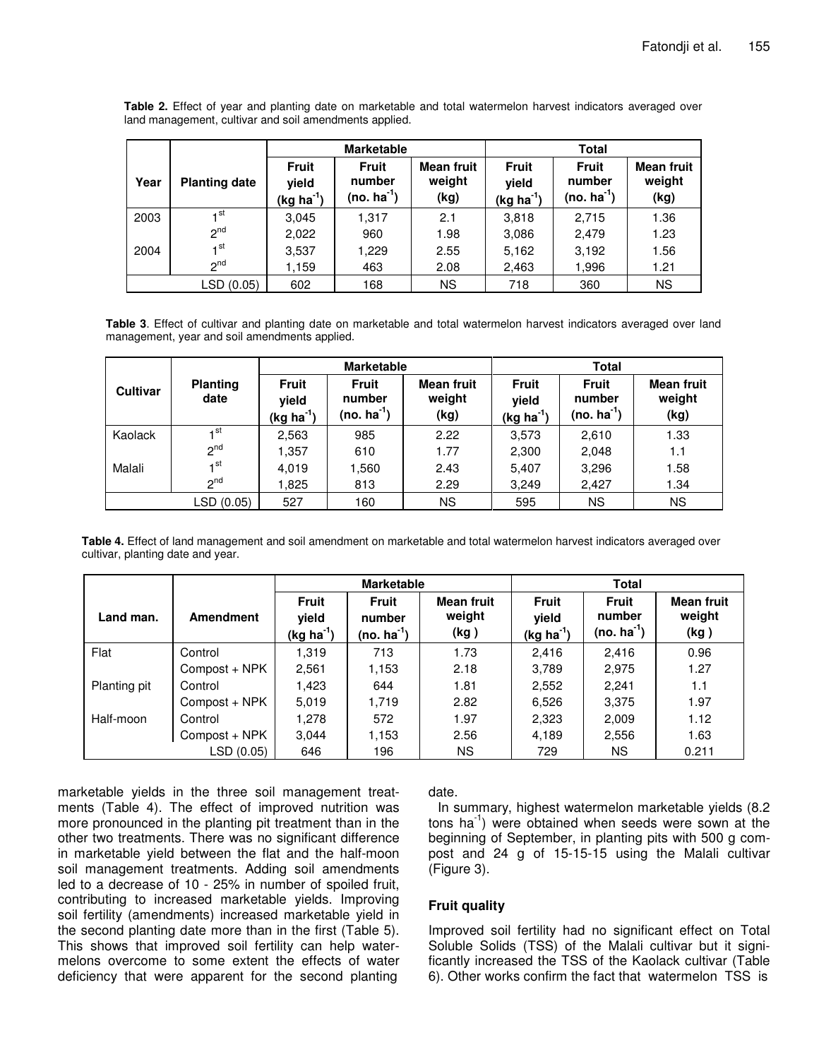**Table 2.** Effect of year and planting date on marketable and total watermelon harvest indicators averaged over land management, cultivar and soil amendments applied.

| Year | Planting date | Marketable | | | Total | | |
|---|---|---|---|---|---|---|---|
| | | Fruit yield (kg ha$^{-1}$) | Fruit number (no. ha$^{-1}$) | Mean fruit weight (kg) | Fruit yield (kg ha$^{-1}$) | Fruit number (no. ha$^{-1}$) | Mean fruit weight (kg) |
| 2003 | 1$^{st}$ | 3,045 | 1,317 | 2.1 | 3,818 | 2,715 | 1.36 |
| | 2$^{nd}$ | 2,022 | 960 | 1.98 | 3,086 | 2,479 | 1.23 |
| 2004 | 1$^{st}$ | 3,537 | 1,229 | 2.55 | 5,162 | 3,192 | 1.56 |
| | 2$^{nd}$ | 1,159 | 463 | 2.08 | 2,463 | 1,996 | 1.21 |
| LSD (0.05) | | 602 | 168 | NS | 718 | 360 | NS |

**Table 3**. Effect of cultivar and planting date on marketable and total watermelon harvest indicators averaged over land management, year and soil amendments applied.

| Cultivar | Planting date | Marketable | | | Total | | |
|---|---|---|---|---|---|---|---|
| | | Fruit yield (kg ha$^{-1}$) | Fruit number (no. ha$^{-1}$) | Mean fruit weight (kg) | Fruit yield (kg ha$^{-1}$) | Fruit number (no. ha$^{-1}$) | Mean fruit weight (kg) |
| Kaolack | 1$^{st}$ | 2,563 | 985 | 2.22 | 3,573 | 2,610 | 1.33 |
| | 2$^{nd}$ | 1,357 | 610 | 1.77 | 2,300 | 2,048 | 1.1 |
| Malali | 1$^{st}$ | 4,019 | 1,560 | 2.43 | 5,407 | 3,296 | 1.58 |
| | 2$^{nd}$ | 1,825 | 813 | 2.29 | 3,249 | 2,427 | 1.34 |
| LSD (0.05) | | 527 | 160 | NS | 595 | NS | NS |

**Table 4.** Effect of land management and soil amendment on marketable and total watermelon harvest indicators averaged over cultivar, planting date and year.

| Land man. | Amendment | Marketable | | | Total | | |
|---|---|---|---|---|---|---|---|
| | | Fruit yield (kg ha$^{-1}$) | Fruit number (no. ha$^{-1}$) | Mean fruit weight (kg ) | Fruit yield (kg ha$^{-1}$) | Fruit number (no. ha$^{-1}$) | Mean fruit weight (kg ) |
| Flat | Control | 1,319 | 713 | 1.73 | 2,416 | 2,416 | 0.96 |
| | Compost + NPK | 2,561 | 1,153 | 2.18 | 3,789 | 2,975 | 1.27 |
| Planting pit | Control | 1,423 | 644 | 1.81 | 2,552 | 2,241 | 1.1 |
| | Compost + NPK | 5,019 | 1,719 | 2.82 | 6,526 | 3,375 | 1.97 |
| Half-moon | Control | 1,278 | 572 | 1.97 | 2,323 | 2,009 | 1.12 |
| | Compost + NPK | 3,044 | 1,153 | 2.56 | 4,189 | 2,556 | 1.63 |
| LSD (0.05) | | 646 | 196 | NS | 729 | NS | 0.211 |

marketable yields in the three soil management treatments (Table 4). The effect of improved nutrition was more pronounced in the planting pit treatment than in the other two treatments. There was no significant difference in marketable yield between the flat and the half-moon soil management treatments. Adding soil amendments led to a decrease of 10 - 25% in number of spoiled fruit, contributing to increased marketable yields. Improving soil fertility (amendments) increased marketable yield in the second planting date more than in the first (Table 5). This shows that improved soil fertility can help watermelons overcome to some extent the effects of water deficiency that were apparent for the second planting date.

In summary, highest watermelon marketable yields (8.2 tons ha$^{-1}$) were obtained when seeds were sown at the beginning of September, in planting pits with 500 g compost and 24 g of 15-15-15 using the Malali cultivar (Figure 3).

## Fruit quality

Improved soil fertility had no significant effect on Total Soluble Solids (TSS) of the Malali cultivar but it significantly increased the TSS of the Kaolack cultivar (Table 6). Other works confirm the fact that watermelon TSS is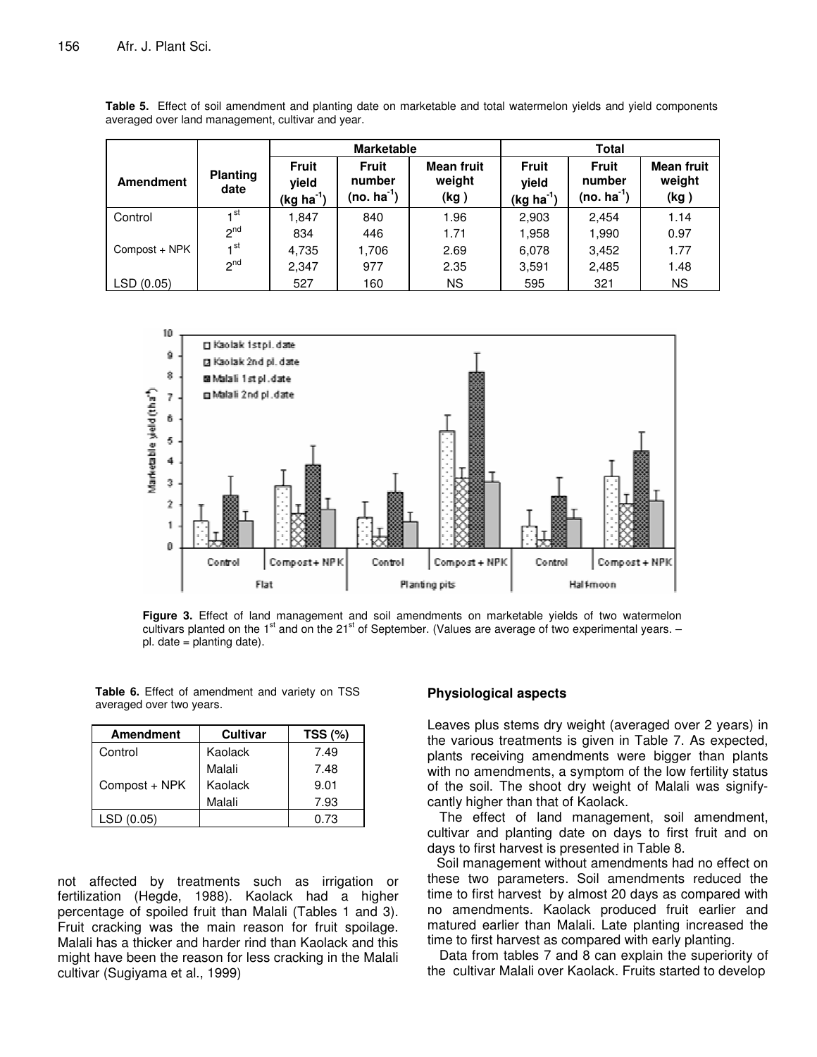**Table 5.** Effect of soil amendment and planting date on marketable and total watermelon yields and yield components averaged over land management, cultivar and year.

| Amendment | Planting date | Marketable | | | Total | | |
|---|---|---|---|---|---|---|---|
| | | Fruit yield (kg ha$^{-1}$) | Fruit number (no. ha$^{-1}$) | Mean fruit weight (kg) | Fruit yield (kg ha$^{-1}$) | Fruit number (no. ha$^{-1}$) | Mean fruit weight (kg) |
| Control | 1$^{st}$ | 1,847 | 840 | 1.96 | 2,903 | 2,454 | 1.14 |
| | 2$^{nd}$ | 834 | 446 | 1.71 | 1,958 | 1,990 | 0.97 |
| Compost + NPK | 1$^{st}$ | 4,735 | 1,706 | 2.69 | 6,078 | 3,452 | 1.77 |
| | 2$^{nd}$ | 2,347 | 977 | 2.35 | 3,591 | 2,485 | 1.48 |
| LSD (0.05) | | 527 | 160 | NS | 595 | 321 | NS |

**Figure 3.** Effect of land management and soil amendments on marketable yields of two watermelon cultivars planted on the 1$^{st}$ and on the 21$^{st}$ of September. (Values are average of two experimental years. – pl. date = planting date).

**Table 6.** Effect of amendment and variety on TSS averaged over two years.

| Amendment | Cultivar | TSS (%) |
|---|---|---|
| Control | Kaolack | 7.49 |
| | Malali | 7.48 |
| Compost + NPK | Kaolack | 9.01 |
| | Malali | 7.93 |
| LSD (0.05) | | 0.73 |

not affected by treatments such as irrigation or fertilization (Hegde, 1988). Kaolack had a higher percentage of spoiled fruit than Malali (Tables 1 and 3). Fruit cracking was the main reason for fruit spoilage. Malali has a thicker and harder rind than Kaolack and this might have been the reason for less cracking in the Malali cultivar (Sugiyama et al., 1999)

### Physiological aspects

Leaves plus stems dry weight (averaged over 2 years) in the various treatments is given in Table 7. As expected, plants receiving amendments were bigger than plants with no amendments, a symptom of the low fertility status of the soil. The shoot dry weight of Malali was significantly higher than that of Kaolack.

The effect of land management, soil amendment, cultivar and planting date on days to first fruit and on days to first harvest is presented in Table 8.

Soil management without amendments had no effect on these two parameters. Soil amendments reduced the time to first harvest by almost 20 days as compared with no amendments. Kaolack produced fruit earlier and matured earlier than Malali. Late planting increased the time to first harvest as compared with early planting.

Data from tables 7 and 8 can explain the superiority of the cultivar Malali over Kaolack. Fruits started to develop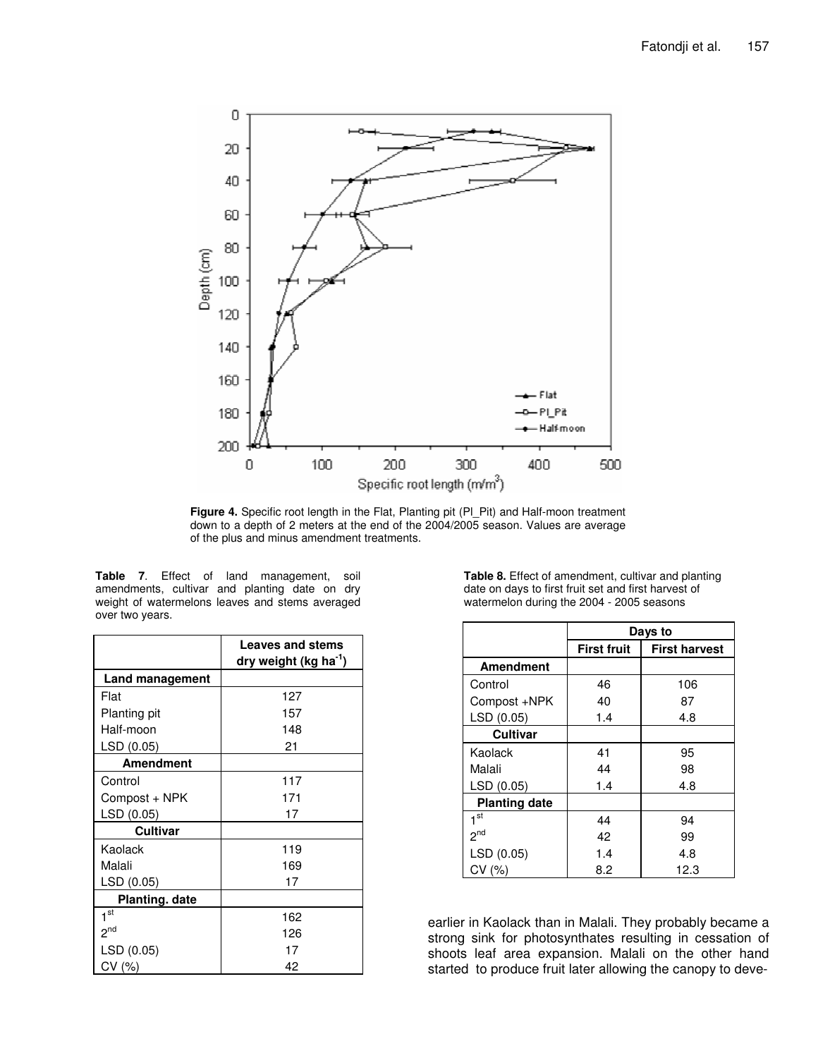**Figure 4.** Specific root length in the Flat, Planting pit (Pl_Pit) and Half-moon treatment down to a depth of 2 meters at the end of the 2004/2005 season. Values are average of the plus and minus amendment treatments.

**Table 7**. Effect of land management, soil amendments, cultivar and planting date on dry weight of watermelons leaves and stems averaged over two years.

| | Leaves and stems dry weight (kg ha$^{-1}$) |
|---|---|
| **Land management** | |
| Flat | 127 |
| Planting pit | 157 |
| Half-moon | 148 |
| LSD (0.05) | 21 |
| **Amendment** | |
| Control | 117 |
| Compost + NPK | 171 |
| LSD (0.05) | 17 |
| **Cultivar** | |
| Kaolack | 119 |
| Malali | 169 |
| LSD (0.05) | 17 |
| **Planting. date** | |
| 1$^{st}$ | 162 |
| 2$^{nd}$ | 126 |
| LSD (0.05) | 17 |
| CV (%) | 42 |

**Table 8.** Effect of amendment, cultivar and planting date on days to first fruit set and first harvest of watermelon during the 2004 - 2005 seasons

| | Days to | |
|---|---|---|
| | **First fruit** | **First harvest** |
| **Amendment** | | |
| Control | 46 | 106 |
| Compost +NPK | 40 | 87 |
| LSD (0.05) | 1.4 | 4.8 |
| **Cultivar** | | |
| Kaolack | 41 | 95 |
| Malali | 44 | 98 |
| LSD (0.05) | 1.4 | 4.8 |
| **Planting date** | | |
| 1$^{st}$ | 44 | 94 |
| 2$^{nd}$ | 42 | 99 |
| LSD (0.05) | 1.4 | 4.8 |
| CV (%) | 8.2 | 12.3 |

earlier in Kaolack than in Malali. They probably became a strong sink for photosynthates resulting in cessation of shoots leaf area expansion. Malali on the other hand started to produce fruit later allowing the canopy to deve-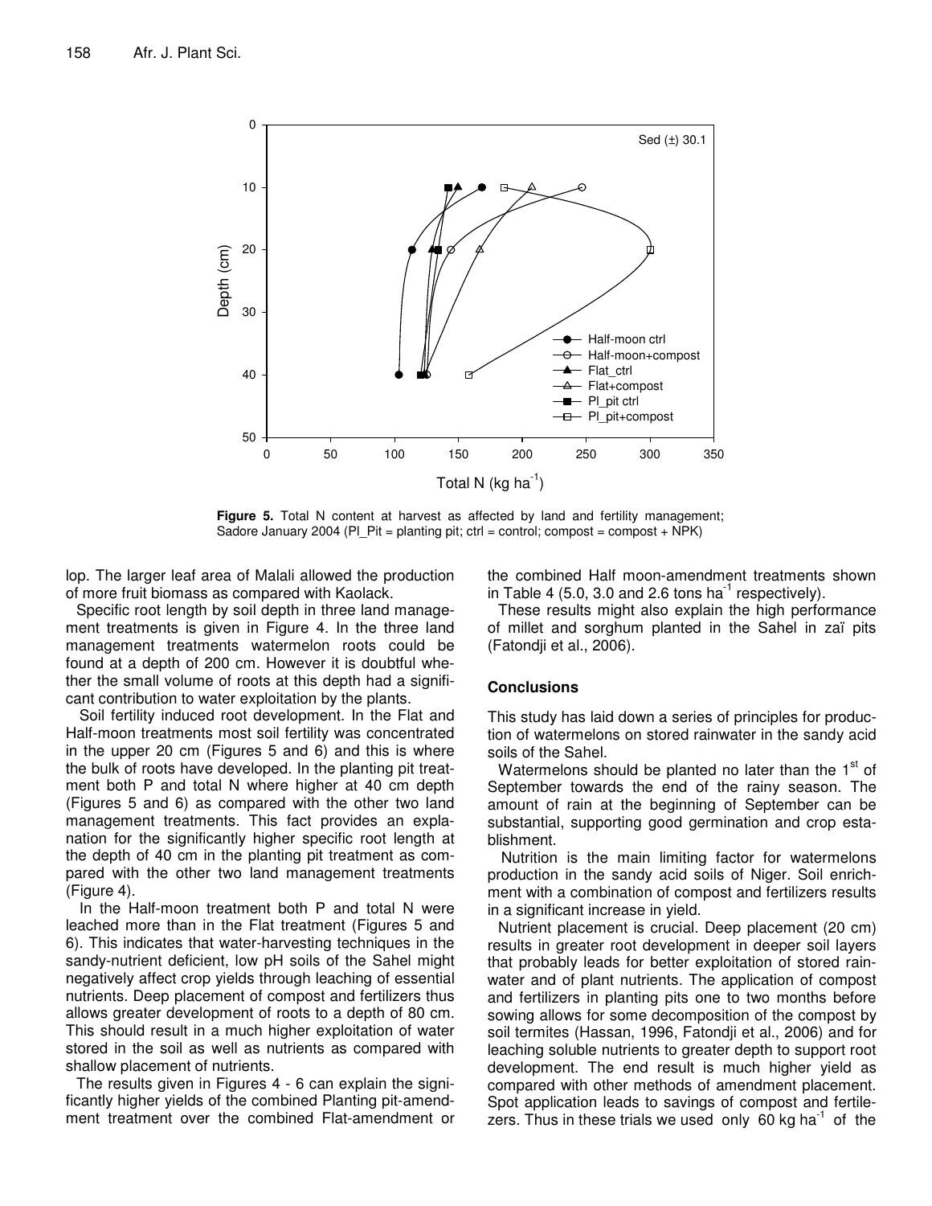Figure 5. Total N content at harvest as affected by land and fertility management; Sadore January 2004 (Pl_Pit = planting pit; ctrl = control; compost = compost + NPK)

lop. The larger leaf area of Malali allowed the production of more fruit biomass as compared with Kaolack.

Specific root length by soil depth in three land management treatments is given in Figure 4. In the three land management treatments watermelon roots could be found at a depth of 200 cm. However it is doubtful whether the small volume of roots at this depth had a significant contribution to water exploitation by the plants.

Soil fertility induced root development. In the Flat and Half-moon treatments most soil fertility was concentrated in the upper 20 cm (Figures 5 and 6) and this is where the bulk of roots have developed. In the planting pit treatment both P and total N where higher at 40 cm depth (Figures 5 and 6) as compared with the other two land management treatments. This fact provides an explanation for the significantly higher specific root length at the depth of 40 cm in the planting pit treatment as compared with the other two land management treatments (Figure 4).

In the Half-moon treatment both P and total N were leached more than in the Flat treatment (Figures 5 and 6). This indicates that water-harvesting techniques in the sandy-nutrient deficient, low pH soils of the Sahel might negatively affect crop yields through leaching of essential nutrients. Deep placement of compost and fertilizers thus allows greater development of roots to a depth of 80 cm. This should result in a much higher exploitation of water stored in the soil as well as nutrients as compared with shallow placement of nutrients.

The results given in Figures 4 - 6 can explain the significantly higher yields of the combined Planting pit-amendment treatment over the combined Flat-amendment or the combined Half moon-amendment treatments shown in Table 4 (5.0, 3.0 and 2.6 tons ha$^{-1}$ respectively).

These results might also explain the high performance of millet and sorghum planted in the Sahel in zaï pits (Fatondji et al., 2006).

## Conclusions

This study has laid down a series of principles for production of watermelons on stored rainwater in the sandy acid soils of the Sahel.

Watermelons should be planted no later than the 1$^{st}$ of September towards the end of the rainy season. The amount of rain at the beginning of September can be substantial, supporting good germination and crop establishment.

Nutrition is the main limiting factor for watermelons production in the sandy acid soils of Niger. Soil enrichment with a combination of compost and fertilizers results in a significant increase in yield.

Nutrient placement is crucial. Deep placement (20 cm) results in greater root development in deeper soil layers that probably leads for better exploitation of stored rainwater and of plant nutrients. The application of compost and fertilizers in planting pits one to two months before sowing allows for some decomposition of the compost by soil termites (Hassan, 1996, Fatondji et al., 2006) and for leaching soluble nutrients to greater depth to support root development. The end result is much higher yield as compared with other methods of amendment placement. Spot application leads to savings of compost and fertilizers. Thus in these trials we used only 60 kg ha$^{-1}$ of the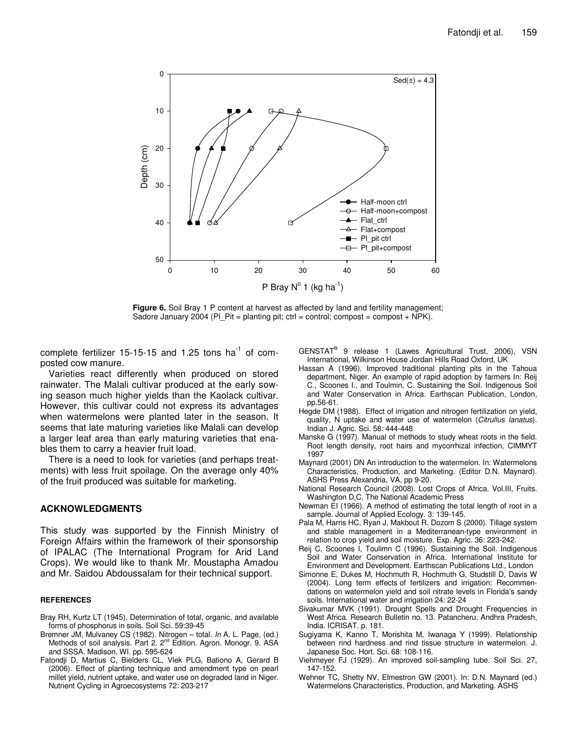Figure 6. Soil Bray 1 P content at harvest as affected by land and fertility management; Sadore January 2004 (Pl_Pit = planting pit; ctrl = control; compost = compost + NPK).

complete fertilizer 15-15-15 and 1.25 tons $ha^{-1}$ of composted cow manure.

Varieties react differently when produced on stored rainwater. The Malali cultivar produced at the early sowing season much higher yields than the Kaolack cultivar. However, this cultivar could not express its advantages when watermelons were planted later in the season. It seems that late maturing varieties like Malali can develop a larger leaf area than early maturing varieties that enables them to carry a heavier fruit load.

There is a need to look for varieties (and perhaps treatments) with less fruit spoilage. On the average only 40% of the fruit produced was suitable for marketing.

## ACKNOWLEDGMENTS

This study was supported by the Finnish Ministry of Foreign Affairs within the framework of their sponsorship of IPALAC (The International Program for Arid Land Crops). We would like to thank Mr. Moustapha Amadou and Mr. Saidou Abdoussalam for their technical support.

### REFERENCES

Bray RH, Kurtz LT (1945). Determination of total, organic, and available forms of phosphorus in soils. Soil Sci. 59:39-45

Bremner JM, Mulvaney CS (1982). Nitrogen – total. *In* A. L. Page, (ed.) Methods of soil analysis. Part 2. 2nd Edition. Agron. Monogr. 9. ASA and SSSA. Madison, WI. pp. 595-624

Fatondji D, Martius C, Bielders CL, Vlek PLG, Bationo A, Gerard B (2006). Effect of planting technique and amendment type on pearl millet yield, nutrient uptake, and water use on degraded land in Niger. Nutrient Cycling in Agroecosystems 72: 203-217

GENSTAT® 9 release 1 (Lawes Agricultural Trust, 2006), VSN International, Wilkinson House Jordan Hills Road Oxford, UK

Hassan A (1996). Improved traditional planting pits in the Tahoua department, Niger. An example of rapid adoption by farmers In: Reij C., Scoones I., and Toulmin, C. Sustaining the Soil. Indigenous Soil and Water Conservation in Africa. Earthscan Publication, London, pp.56-61.

Hegde DM (1988). Effect of irrigation and nitrogen fertilization on yield, quality, N uptake and water use of watermelon (*Citrullus lanatus*). Indian J. Agric. Sci. 58: 444-448

Manske G (1997). Manual of methods to study wheat roots in the field. Root length density, root hairs and mycorrhizal infection, CIMMYT 1997

Maynard (2001) DN An introduction to the watermelon. In: Watermelons Characteristics, Production, and Marketing. (Editor D.N. Maynard). ASHS Press Alexandria, VA, pp 9-20.

National Research Council (2008). Lost Crops of Africa. Vol.III, Fruits. Washington D,C, The National Academic Press

Newman EI (1966). A method of estimating the total length of root in a sample. Journal of Applied Ecology. 3: 139-145.

Pala M, Harris HC, Ryan J, Makbout R, Dozom S (2000). Tillage system and stable management in a Mediterranean-type environment in relation to crop yield and soil moisture. Exp. Agric. 36: 223-242.

Reij C, Scoones I, Toulimn C (1996). Sustaining the Soil. Indigenous Soil and Water Conservation in Africa. International Institute for Environment and Development. Earthscan Publications Ltd., London

Simonne E, Dukes M, Hochmuth R, Hochmuth G, Studstill D, Davis W (2004). Long term effects of fertilizers and irrigation: Recommendations on watermelon yield and soil nitrate levels in Florida's sandy soils. International water and irrigation 24: 22-24

Sivakumar MVK (1991). Drought Spells and Drought Frequencies in West Africa. Research Bulletin no. 13. Patancheru, Andhra Pradesh, India. ICRISAT. p. 181.

Sugiyama K, Kanno T, Morishita M, Iwanaga Y (1999). Relationship between rind hardness and rind tissue structure in watermelon. J. Japanese Soc. Hort. Sci. 68: 108-116.

Viehmeyer FJ (1929). An improved soil-sampling tube. Soil Sci. 27, 147-152.

Wehner TC, Shetty NV, Elmestron GW (2001). In: D.N. Maynard (ed.) Watermelons Characteristics, Production, and Marketing. ASHS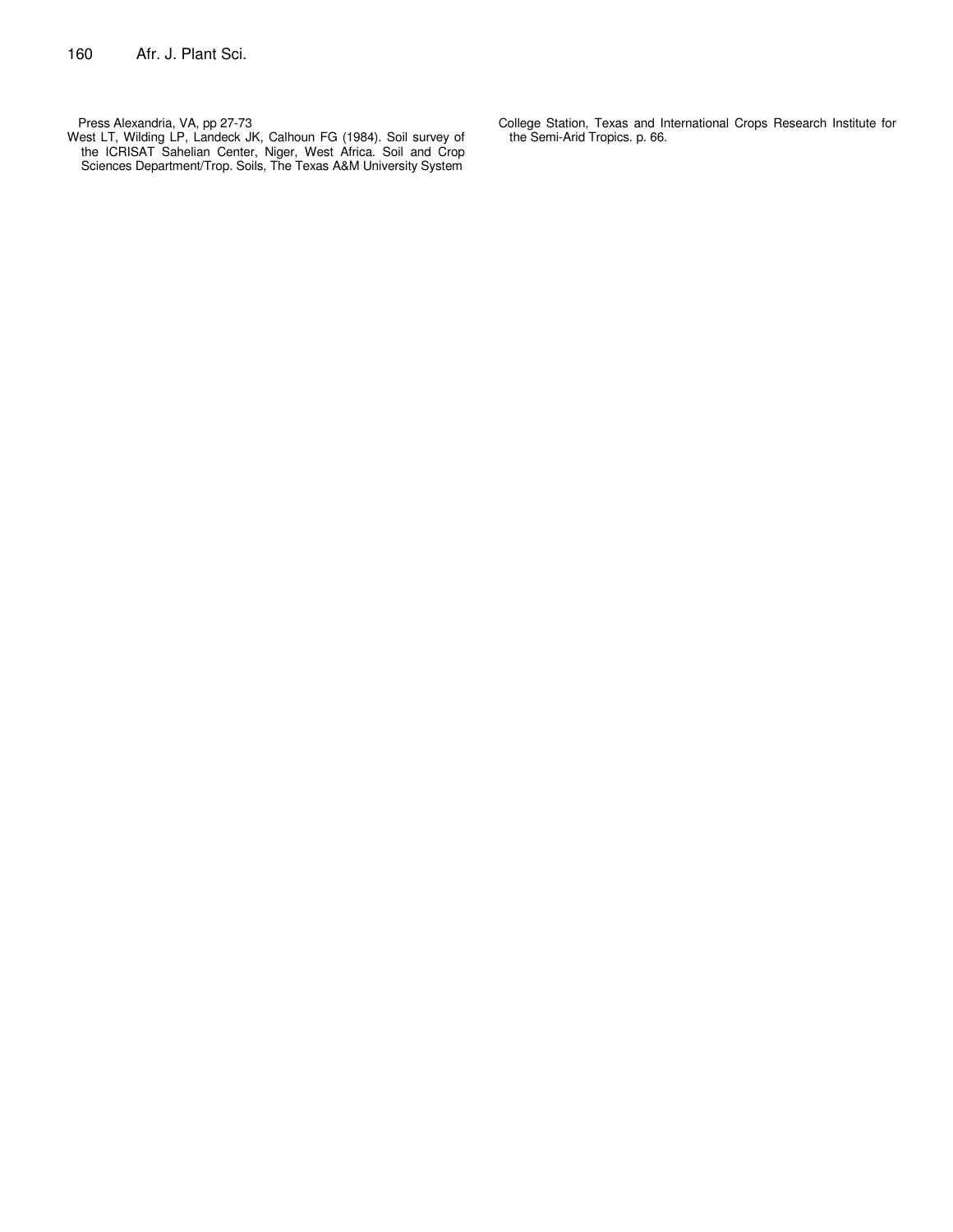Press Alexandria, VA, pp 27-73

West LT, Wilding LP, Landeck JK, Calhoun FG (1984). Soil survey of the ICRISAT Sahelian Center, Niger, West Africa. Soil and Crop Sciences Department/Trop. Soils, The Texas A&M University System College Station, Texas and International Crops Research Institute for the Semi-Arid Tropics. p. 66.